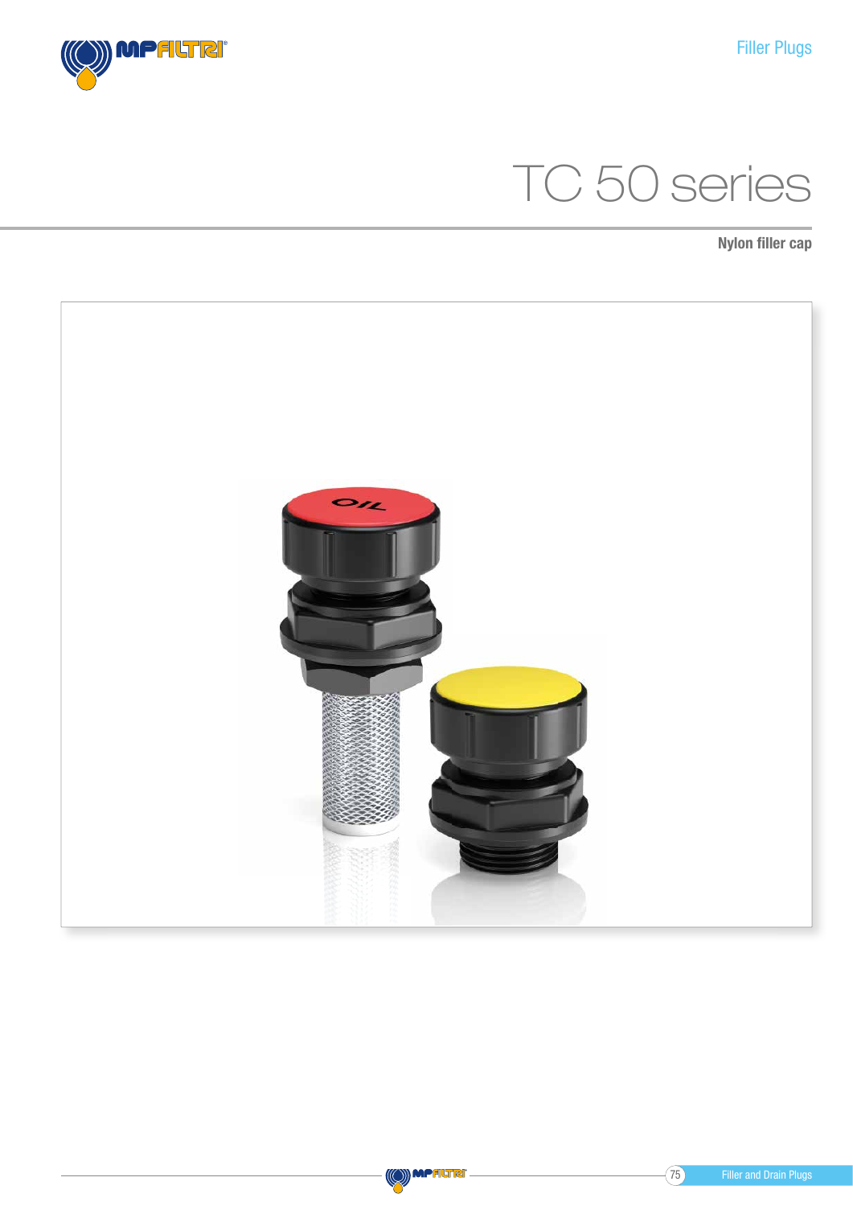# TC 50 series

**Nylon filler cap**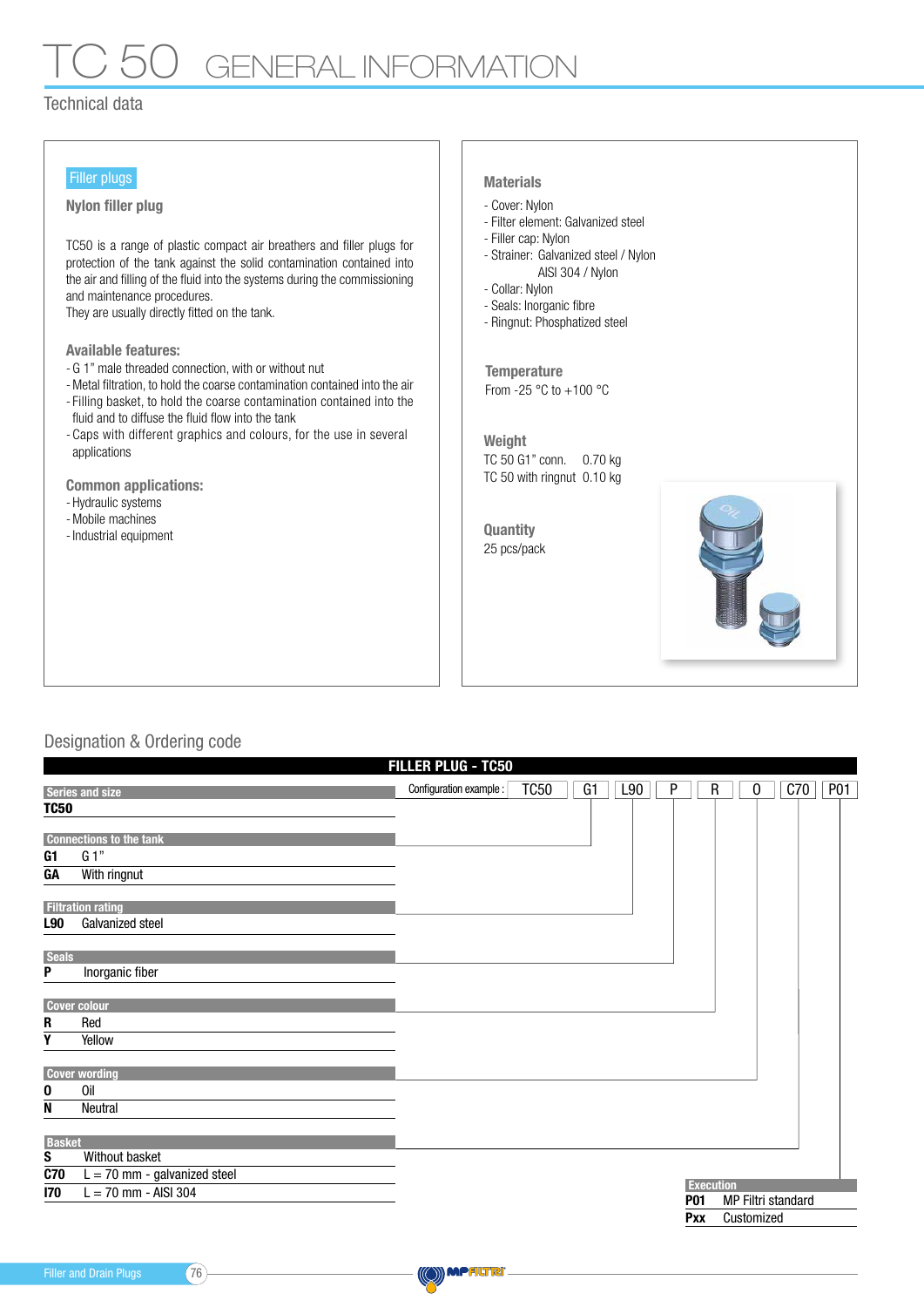# TC 50 GENERAL INFORMATION

## Technical data

**Filler plugs**

### Nylon filler plug

TC50 is a range of plastic compact air breathers and filler plugs for protection of the tank against the solid contamination contained into the air and filling of the fluid into the systems during the commissioning and maintenance procedures.
They are usually directly fitted on the tank.

### Available features:

- G 1" male threaded connection, with or without nut
- Metal filtration, to hold the coarse contamination contained into the air
- Filling basket, to hold the coarse contamination contained into the fluid and to diffuse the fluid flow into the tank
- Caps with different graphics and colours, for the use in several applications

### Common applications:

- Hydraulic systems
- Mobile machines
- Industrial equipment

### Materials

- Cover: Nylon
- Filter element: Galvanized steel
- Filler cap: Nylon
- Strainer: Galvanized steel / Nylon
  AISI 304 / Nylon
- Collar: Nylon
- Seals: Inorganic fibre
- Ringnut: Phosphatized steel

### Temperature

From -25 °C to +100 °C

### Weight

TC 50 G1" conn. 0.70 kg
TC 50 with ringnut 0.10 kg

### Quantity

25 pcs/pack

## Designation & Ordering code

**FILLER PLUG - TC50**

Configuration example: TC50 | G1 | L90 | P | R | 0 | C70 | P01

**Series and size**

| Code | Description |
|---|---|
| TC50 | |

**Connections to the tank**

| Code | Description |
|---|---|
| G1 | G 1" |
| GA | With ringnut |

**Filtration rating**

| Code | Description |
|---|---|
| L90 | Galvanized steel |

**Seals**

| Code | Description |
|---|---|
| P | Inorganic fiber |

**Cover colour**

| Code | Description |
|---|---|
| R | Red |
| Y | Yellow |

**Cover wording**

| Code | Description |
|---|---|
| 0 | Oil |
| N | Neutral |

**Basket**

| Code | Description |
|---|---|
| S | Without basket |
| C70 | L = 70 mm - galvanized steel |
| I70 | L = 70 mm - AISI 304 |

**Execution**

| Code | Description |
|---|---|
| P01 | MP Filtri standard |
| Pxx | Customized |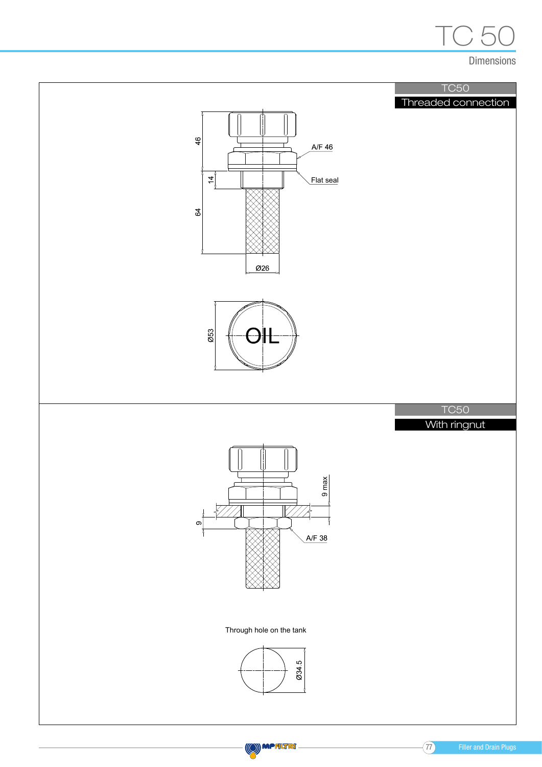# TC 50

Dimensions

## TC50

### Threaded connection

46

14

64

A/F 46

Flat seal

Ø26

Ø53

OIL

## TC50

### With ringnut

9 max

9

A/F 38

Through hole on the tank

Ø34.5